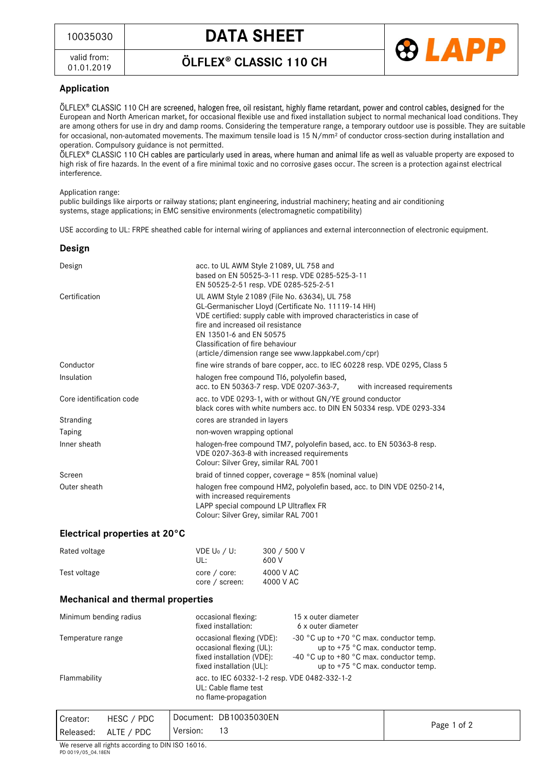10035030

valid from: 01.01.2019

# DATA SHEET

## ÖLFLEX® CLASSIC 110 CH

LAPP

### Application

ÖLFLEX® CLASSIC 110 CH are screened, halogen free, oil resistant, highly flame retardant, power and control cables, designed for the European and North American market, for occasional flexible use and fixed installation subject to normal mechanical load conditions. They are among others for use in dry and damp rooms. Considering the temperature range, a temporary outdoor use is possible. They are suitable for occasional, non-automated movements. The maximum tensile load is 15 N/mm² of conductor cross-section during installation and operation. Compulsory guidance is not permitted.
ÖLFLEX® CLASSIC 110 CH cables are particularly used in areas, where human and animal life as well as valuable property are exposed to high risk of fire hazards. In the event of a fire minimal toxic and no corrosive gases occur. The screen is a protection against electrical interference.

Application range:
public buildings like airports or railway stations; plant engineering, industrial machinery; heating and air conditioning systems, stage applications; in EMC sensitive environments (electromagnetic compatibility)

USE according to UL: FRPE sheathed cable for internal wiring of appliances and external interconnection of electronic equipment.

### Design

| | |
|---|---|
| Design | acc. to UL AWM Style 21089, UL 758 and based on EN 50525-3-11 resp. VDE 0285-525-3-11 EN 50525-2-51 resp. VDE 0285-525-2-51 |
| Certification | UL AWM Style 21089 (File No. 63634), UL 758<br>GL-Germanischer Lloyd (Certificate No. 11119-14 HH)<br>VDE certified: supply cable with improved characteristics in case of fire and increased oil resistance<br>EN 13501-6 and EN 50575<br>Classification of fire behaviour<br>(article/dimension range see www.lappkabel.com/cpr) |
| Conductor | fine wire strands of bare copper, acc. to IEC 60228 resp. VDE 0295, Class 5 |
| Insulation | halogen free compound TI6, polyolefin based, acc. to EN 50363-7 resp. VDE 0207-363-7, with increased requirements |
| Core identification code | acc. to VDE 0293-1, with or without GN/YE ground conductor<br>black cores with white numbers acc. to DIN EN 50334 resp. VDE 0293-334 |
| Stranding | cores are stranded in layers |
| Taping | non-woven wrapping optional |
| Inner sheath | halogen-free compound TM7, polyolefin based, acc. to EN 50363-8 resp. VDE 0207-363-8 with increased requirements<br>Colour: Silver Grey, similar RAL 7001 |
| Screen | braid of tinned copper, coverage = 85% (nominal value) |
| Outer sheath | halogen free compound HM2, polyolefin based, acc. to DIN VDE 0250-214, with increased requirements<br>LAPP special compound LP Ultraflex FR<br>Colour: Silver Grey, similar RAL 7001 |

### Electrical properties at 20°C

| | | |
|---|---|---|
| Rated voltage | VDE $U_0$ / U: | 300 / 500 V |
| | UL: | 600 V |
| Test voltage | core / core: | 4000 V AC |
| | core / screen: | 4000 V AC |

### Mechanical and thermal properties

| | | |
|---|---|---|
| Minimum bending radius | occasional flexing: | 15 x outer diameter |
| | fixed installation: | 6 x outer diameter |
| Temperature range | occasional flexing (VDE): | -30 °C up to +70 °C max. conductor temp. |
| | occasional flexing (UL): | up to +75 °C max. conductor temp. |
| | fixed installation (VDE): | -40 °C up to +80 °C max. conductor temp. |
| | fixed installation (UL): | up to +75 °C max. conductor temp. |
| Flammability | acc. to IEC 60332-1-2 resp. VDE 0482-332-1-2<br>UL: Cable flame test<br>no flame-propagation | |

| | | |
|---|---|---|
| Creator: HESC / PDC | Document: DB10035030EN | |
| Released: ALTE / PDC | Version: 13 | |

We reserve all rights according to DIN ISO 16016.
PD 0019/05_04.18EN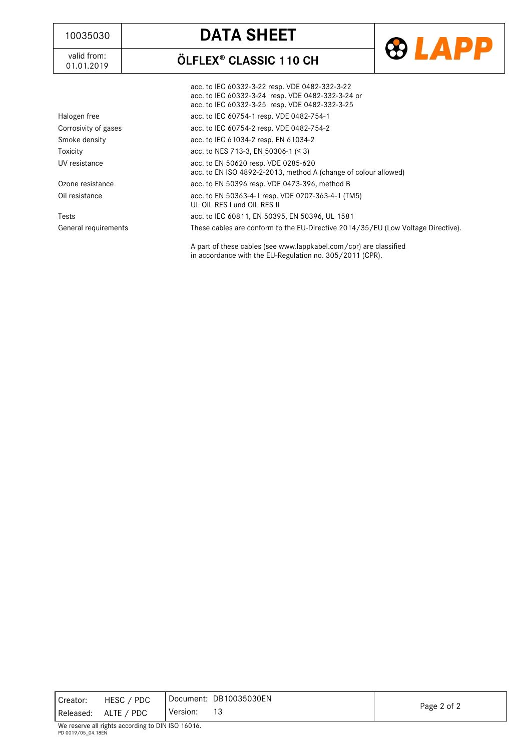| | |
|---|---|
| | acc. to IEC 60332-3-22 resp. VDE 0482-332-3-22<br>acc. to IEC 60332-3-24 resp. VDE 0482-332-3-24 or<br>acc. to IEC 60332-3-25 resp. VDE 0482-332-3-25 |
| Halogen free | acc. to IEC 60754-1 resp. VDE 0482-754-1 |
| Corrosivity of gases | acc. to IEC 60754-2 resp. VDE 0482-754-2 |
| Smoke density | acc. to IEC 61034-2 resp. EN 61034-2 |
| Toxicity | acc. to NES 713-3, EN 50306-1 (≤ 3) |
| UV resistance | acc. to EN 50620 resp. VDE 0285-620<br>acc. to EN ISO 4892-2-2013, method A (change of colour allowed) |
| Ozone resistance | acc. to EN 50396 resp. VDE 0473-396, method B |
| Oil resistance | acc. to EN 50363-4-1 resp. VDE 0207-363-4-1 (TM5)<br>UL OIL RES I und OIL RES II |
| Tests | acc. to IEC 60811, EN 50395, EN 50396, UL 1581 |
| General requirements | These cables are conform to the EU-Directive 2014/35/EU (Low Voltage Directive).<br><br>A part of these cables (see www.lappkabel.com/cpr) are classified in accordance with the EU-Regulation no. 305/2011 (CPR). |

Creator: HESC / PDC
Released: ALTE / PDC
Document: DB10035030EN
Version: 13

We reserve all rights according to DIN ISO 16016.

PD 0019/05_04.18EN